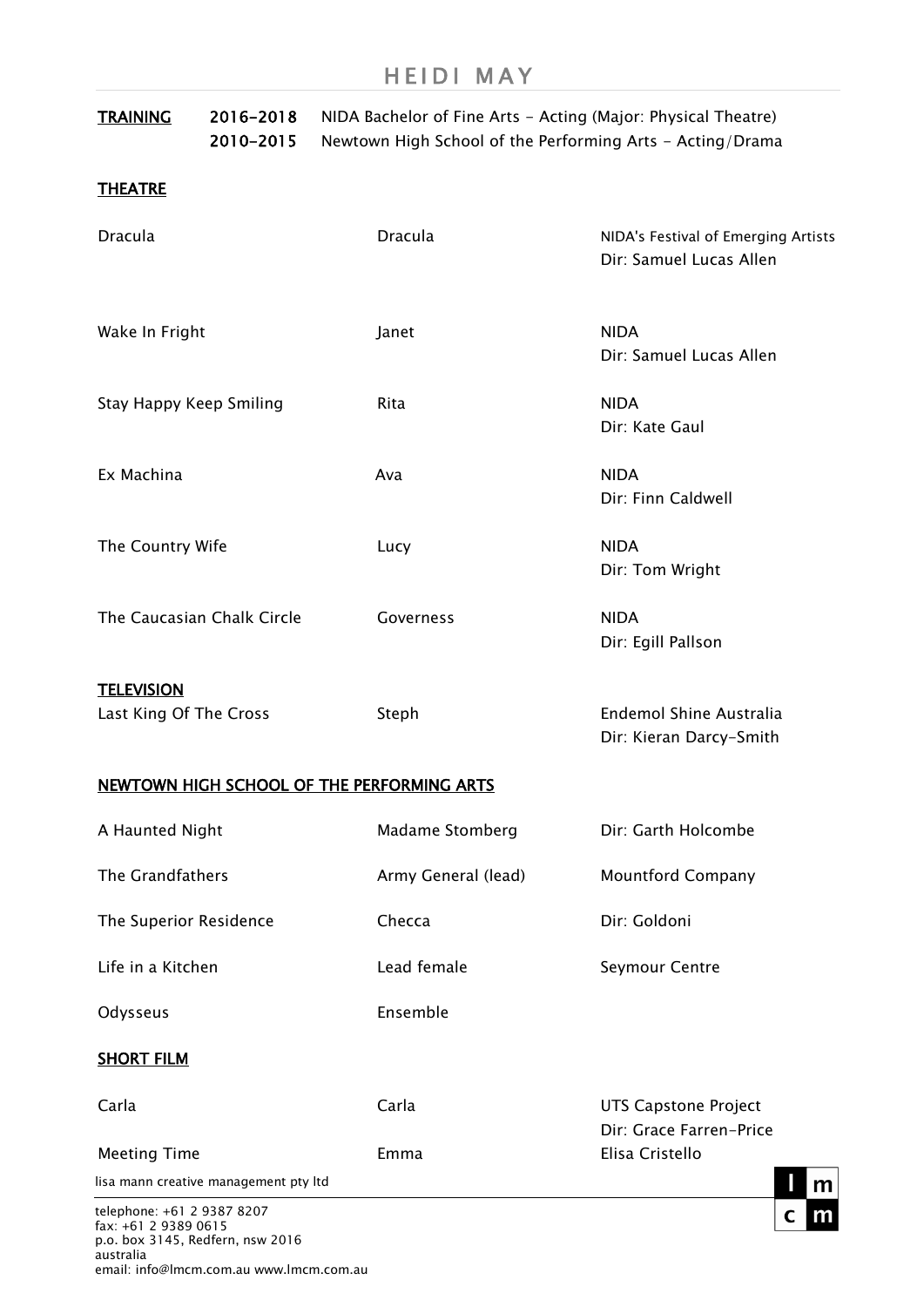# HEIDI MAY

**TRAINING**

| | |
|---|---|
| 2016-2018 | NIDA Bachelor of Fine Arts - Acting (Major: Physical Theatre) |
| 2010-2015 | Newtown High School of the Performing Arts - Acting/Drama |

**THEATRE**

| | | |
|---|---|---|
| Dracula | Dracula | NIDA's Festival of Emerging Artists<br>Dir: Samuel Lucas Allen |
| Wake In Fright | Janet | NIDA<br>Dir: Samuel Lucas Allen |
| Stay Happy Keep Smiling | Rita | NIDA<br>Dir: Kate Gaul |
| Ex Machina | Ava | NIDA<br>Dir: Finn Caldwell |
| The Country Wife | Lucy | NIDA<br>Dir: Tom Wright |
| The Caucasian Chalk Circle | Governess | NIDA<br>Dir: Egill Pallson |

**TELEVISION**

| | | |
|---|---|---|
| Last King Of The Cross | Steph | Endemol Shine Australia<br>Dir: Kieran Darcy-Smith |

**NEWTOWN HIGH SCHOOL OF THE PERFORMING ARTS**

| | | |
|---|---|---|
| A Haunted Night | Madame Stomberg | Dir: Garth Holcombe |
| The Grandfathers | Army General (lead) | Mountford Company |
| The Superior Residence | Checca | Dir: Goldoni |
| Life in a Kitchen | Lead female | Seymour Centre |
| Odysseus | Ensemble | |

**SHORT FILM**

| | | |
|---|---|---|
| Carla | Carla | UTS Capstone Project<br>Dir: Grace Farren-Price |
| Meeting Time | Emma | Elisa Cristello |

lisa mann creative management pty ltd

telephone: +61 2 9387 8207
fax: +61 2 9389 0615
p.o. box 3145, Redfern, nsw 2016
australia
email: info@lmcm.com.au www.lmcm.com.au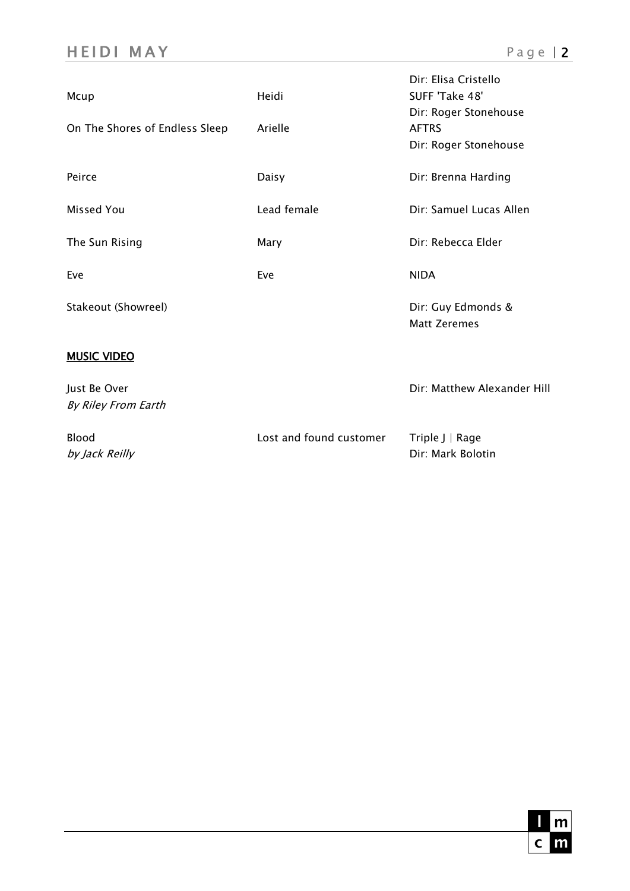| | | |
|---|---|---|
| | | Dir: Elisa Cristello |
| Mcup | Heidi | SUFF 'Take 48'<br>Dir: Roger Stonehouse |
| On The Shores of Endless Sleep | Arielle | AFTRS<br>Dir: Roger Stonehouse |
| Peirce | Daisy | Dir: Brenna Harding |
| Missed You | Lead female | Dir: Samuel Lucas Allen |
| The Sun Rising | Mary | Dir: Rebecca Elder |
| Eve | Eve | NIDA |
| Stakeout (Showreel) | | Dir: Guy Edmonds & Matt Zeremes |

**MUSIC VIDEO**

| | | |
|---|---|---|
| Just Be Over<br>*By Riley From Earth* | | Dir: Matthew Alexander Hill |
| Blood<br>*by Jack Reilly* | Lost and found customer | Triple J \| Rage<br>Dir: Mark Bolotin |